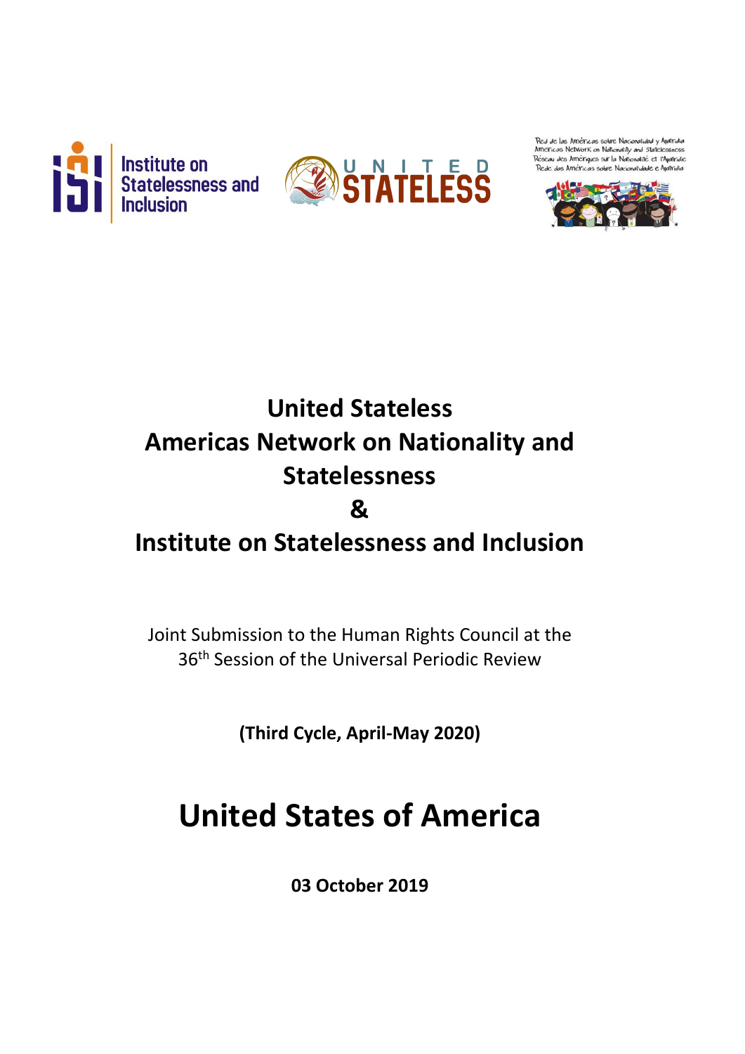Institute on Statelessness and Inclusion

UNITED STATELESS

Red de las Américas sobre Nacionalidad y Apatridia
Americas Network on Nationality and Statelessness
Réseau des Amériques sur la Nationalité et l'Apatridie
Rede das Américas sobre Nacionalidade e Apatridia

# United Stateless
# Americas Network on Nationality and Statelessness
# &
# Institute on Statelessness and Inclusion

Joint Submission to the Human Rights Council at the 36th Session of the Universal Periodic Review

**(Third Cycle, April-May 2020)**

# United States of America

**03 October 2019**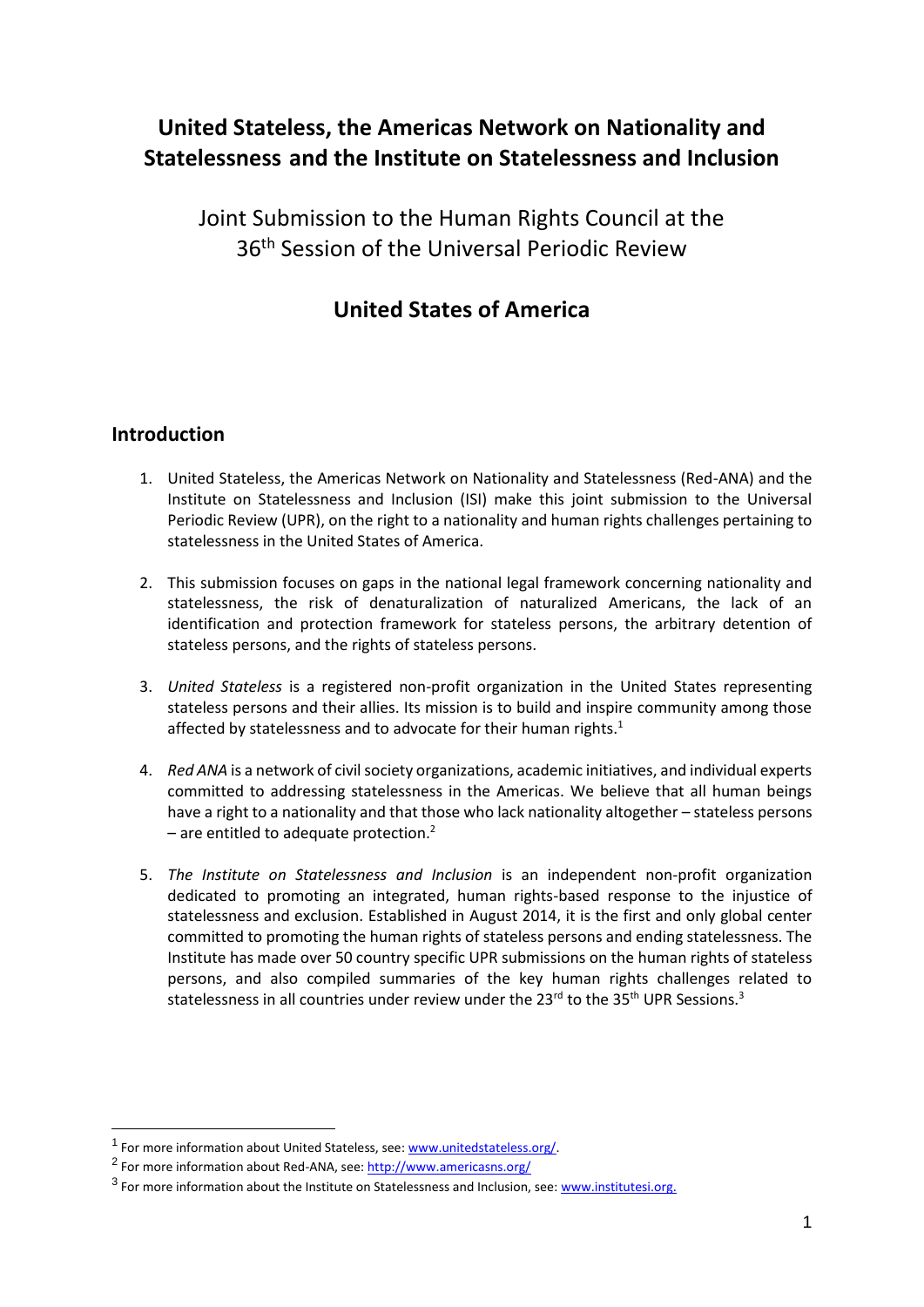# United Stateless, the Americas Network on Nationality and Statelessness and the Institute on Statelessness and Inclusion

Joint Submission to the Human Rights Council at the 36th Session of the Universal Periodic Review

## United States of America

## Introduction

1. United Stateless, the Americas Network on Nationality and Statelessness (Red-ANA) and the Institute on Statelessness and Inclusion (ISI) make this joint submission to the Universal Periodic Review (UPR), on the right to a nationality and human rights challenges pertaining to statelessness in the United States of America.

2. This submission focuses on gaps in the national legal framework concerning nationality and statelessness, the risk of denaturalization of naturalized Americans, the lack of an identification and protection framework for stateless persons, the arbitrary detention of stateless persons, and the rights of stateless persons.

3. *United Stateless* is a registered non-profit organization in the United States representing stateless persons and their allies. Its mission is to build and inspire community among those affected by statelessness and to advocate for their human rights.[1]

4. *Red ANA* is a network of civil society organizations, academic initiatives, and individual experts committed to addressing statelessness in the Americas. We believe that all human beings have a right to a nationality and that those who lack nationality altogether – stateless persons – are entitled to adequate protection.[2]

5. *The Institute on Statelessness and Inclusion* is an independent non-profit organization dedicated to promoting an integrated, human rights-based response to the injustice of statelessness and exclusion. Established in August 2014, it is the first and only global center committed to promoting the human rights of stateless persons and ending statelessness. The Institute has made over 50 country specific UPR submissions on the human rights of stateless persons, and also compiled summaries of the key human rights challenges related to statelessness in all countries under review under the 23rd to the 35th UPR Sessions.[3]

---

[1] For more information about United Stateless, see: www.unitedstateless.org/.

[2] For more information about Red-ANA, see: http://www.americasns.org/

[3] For more information about the Institute on Statelessness and Inclusion, see: www.institutesi.org.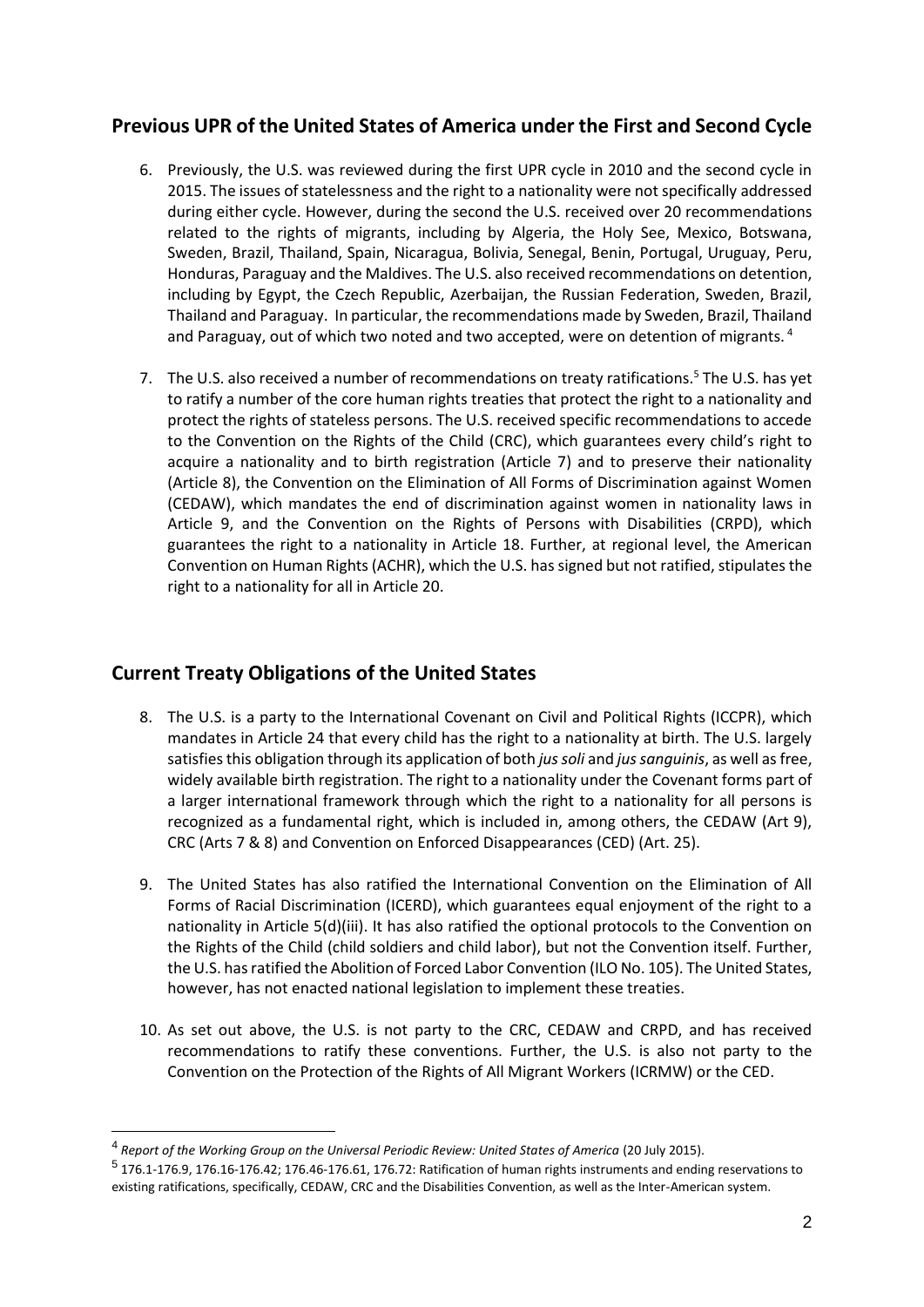## Previous UPR of the United States of America under the First and Second Cycle

6. Previously, the U.S. was reviewed during the first UPR cycle in 2010 and the second cycle in 2015. The issues of statelessness and the right to a nationality were not specifically addressed during either cycle. However, during the second the U.S. received over 20 recommendations related to the rights of migrants, including by Algeria, the Holy See, Mexico, Botswana, Sweden, Brazil, Thailand, Spain, Nicaragua, Bolivia, Senegal, Benin, Portugal, Uruguay, Peru, Honduras, Paraguay and the Maldives. The U.S. also received recommendations on detention, including by Egypt, the Czech Republic, Azerbaijan, the Russian Federation, Sweden, Brazil, Thailand and Paraguay. In particular, the recommendations made by Sweden, Brazil, Thailand and Paraguay, out of which two noted and two accepted, were on detention of migrants.[4]

7. The U.S. also received a number of recommendations on treaty ratifications.[5] The U.S. has yet to ratify a number of the core human rights treaties that protect the right to a nationality and protect the rights of stateless persons. The U.S. received specific recommendations to accede to the Convention on the Rights of the Child (CRC), which guarantees every child's right to acquire a nationality and to birth registration (Article 7) and to preserve their nationality (Article 8), the Convention on the Elimination of All Forms of Discrimination against Women (CEDAW), which mandates the end of discrimination against women in nationality laws in Article 9, and the Convention on the Rights of Persons with Disabilities (CRPD), which guarantees the right to a nationality in Article 18. Further, at regional level, the American Convention on Human Rights (ACHR), which the U.S. has signed but not ratified, stipulates the right to a nationality for all in Article 20.

## Current Treaty Obligations of the United States

8. The U.S. is a party to the International Covenant on Civil and Political Rights (ICCPR), which mandates in Article 24 that every child has the right to a nationality at birth. The U.S. largely satisfies this obligation through its application of both *jus soli* and *jus sanguinis*, as well as free, widely available birth registration. The right to a nationality under the Covenant forms part of a larger international framework through which the right to a nationality for all persons is recognized as a fundamental right, which is included in, among others, the CEDAW (Art 9), CRC (Arts 7 & 8) and Convention on Enforced Disappearances (CED) (Art. 25).

9. The United States has also ratified the International Convention on the Elimination of All Forms of Racial Discrimination (ICERD), which guarantees equal enjoyment of the right to a nationality in Article 5(d)(iii). It has also ratified the optional protocols to the Convention on the Rights of the Child (child soldiers and child labor), but not the Convention itself. Further, the U.S. has ratified the Abolition of Forced Labor Convention (ILO No. 105). The United States, however, has not enacted national legislation to implement these treaties.

10. As set out above, the U.S. is not party to the CRC, CEDAW and CRPD, and has received recommendations to ratify these conventions. Further, the U.S. is also not party to the Convention on the Protection of the Rights of All Migrant Workers (ICRMW) or the CED.

---

[4] *Report of the Working Group on the Universal Periodic Review: United States of America* (20 July 2015).

[5] 176.1-176.9, 176.16-176.42; 176.46-176.61, 176.72: Ratification of human rights instruments and ending reservations to existing ratifications, specifically, CEDAW, CRC and the Disabilities Convention, as well as the Inter-American system.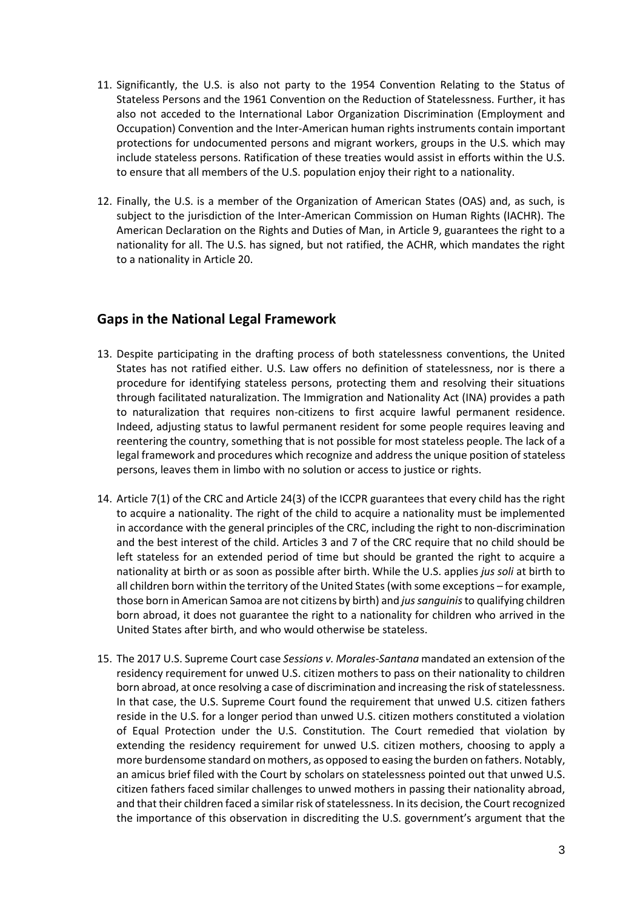11. Significantly, the U.S. is also not party to the 1954 Convention Relating to the Status of Stateless Persons and the 1961 Convention on the Reduction of Statelessness. Further, it has also not acceded to the International Labor Organization Discrimination (Employment and Occupation) Convention and the Inter-American human rights instruments contain important protections for undocumented persons and migrant workers, groups in the U.S. which may include stateless persons. Ratification of these treaties would assist in efforts within the U.S. to ensure that all members of the U.S. population enjoy their right to a nationality.

12. Finally, the U.S. is a member of the Organization of American States (OAS) and, as such, is subject to the jurisdiction of the Inter-American Commission on Human Rights (IACHR). The American Declaration on the Rights and Duties of Man, in Article 9, guarantees the right to a nationality for all. The U.S. has signed, but not ratified, the ACHR, which mandates the right to a nationality in Article 20.

## Gaps in the National Legal Framework

13. Despite participating in the drafting process of both statelessness conventions, the United States has not ratified either. U.S. Law offers no definition of statelessness, nor is there a procedure for identifying stateless persons, protecting them and resolving their situations through facilitated naturalization. The Immigration and Nationality Act (INA) provides a path to naturalization that requires non-citizens to first acquire lawful permanent residence. Indeed, adjusting status to lawful permanent resident for some people requires leaving and reentering the country, something that is not possible for most stateless people. The lack of a legal framework and procedures which recognize and address the unique position of stateless persons, leaves them in limbo with no solution or access to justice or rights.

14. Article 7(1) of the CRC and Article 24(3) of the ICCPR guarantees that every child has the right to acquire a nationality. The right of the child to acquire a nationality must be implemented in accordance with the general principles of the CRC, including the right to non-discrimination and the best interest of the child. Articles 3 and 7 of the CRC require that no child should be left stateless for an extended period of time but should be granted the right to acquire a nationality at birth or as soon as possible after birth. While the U.S. applies *jus soli* at birth to all children born within the territory of the United States (with some exceptions – for example, those born in American Samoa are not citizens by birth) and *jus sanguinis* to qualifying children born abroad, it does not guarantee the right to a nationality for children who arrived in the United States after birth, and who would otherwise be stateless.

15. The 2017 U.S. Supreme Court case *Sessions v. Morales-Santana* mandated an extension of the residency requirement for unwed U.S. citizen mothers to pass on their nationality to children born abroad, at once resolving a case of discrimination and increasing the risk of statelessness. In that case, the U.S. Supreme Court found the requirement that unwed U.S. citizen fathers reside in the U.S. for a longer period than unwed U.S. citizen mothers constituted a violation of Equal Protection under the U.S. Constitution. The Court remedied that violation by extending the residency requirement for unwed U.S. citizen mothers, choosing to apply a more burdensome standard on mothers, as opposed to easing the burden on fathers. Notably, an amicus brief filed with the Court by scholars on statelessness pointed out that unwed U.S. citizen fathers faced similar challenges to unwed mothers in passing their nationality abroad, and that their children faced a similar risk of statelessness. In its decision, the Court recognized the importance of this observation in discrediting the U.S. government's argument that the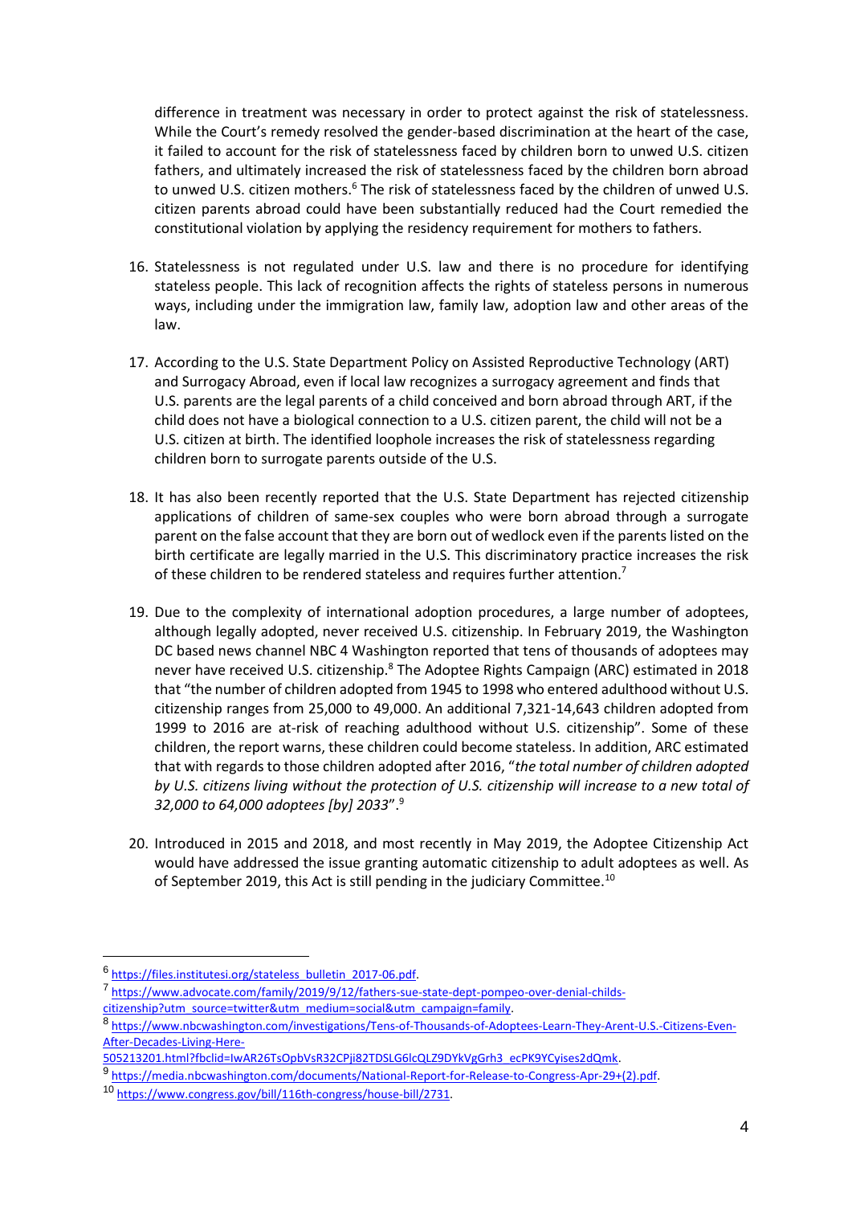difference in treatment was necessary in order to protect against the risk of statelessness. While the Court's remedy resolved the gender-based discrimination at the heart of the case, it failed to account for the risk of statelessness faced by children born to unwed U.S. citizen fathers, and ultimately increased the risk of statelessness faced by the children born abroad to unwed U.S. citizen mothers.[6] The risk of statelessness faced by the children of unwed U.S. citizen parents abroad could have been substantially reduced had the Court remedied the constitutional violation by applying the residency requirement for mothers to fathers.

16. Statelessness is not regulated under U.S. law and there is no procedure for identifying stateless people. This lack of recognition affects the rights of stateless persons in numerous ways, including under the immigration law, family law, adoption law and other areas of the law.

17. According to the U.S. State Department Policy on Assisted Reproductive Technology (ART) and Surrogacy Abroad, even if local law recognizes a surrogacy agreement and finds that U.S. parents are the legal parents of a child conceived and born abroad through ART, if the child does not have a biological connection to a U.S. citizen parent, the child will not be a U.S. citizen at birth. The identified loophole increases the risk of statelessness regarding children born to surrogate parents outside of the U.S.

18. It has also been recently reported that the U.S. State Department has rejected citizenship applications of children of same-sex couples who were born abroad through a surrogate parent on the false account that they are born out of wedlock even if the parents listed on the birth certificate are legally married in the U.S. This discriminatory practice increases the risk of these children to be rendered stateless and requires further attention.[7]

19. Due to the complexity of international adoption procedures, a large number of adoptees, although legally adopted, never received U.S. citizenship. In February 2019, the Washington DC based news channel NBC 4 Washington reported that tens of thousands of adoptees may never have received U.S. citizenship.[8] The Adoptee Rights Campaign (ARC) estimated in 2018 that "the number of children adopted from 1945 to 1998 who entered adulthood without U.S. citizenship ranges from 25,000 to 49,000. An additional 7,321-14,643 children adopted from 1999 to 2016 are at-risk of reaching adulthood without U.S. citizenship". Some of these children, the report warns, these children could become stateless. In addition, ARC estimated that with regards to those children adopted after 2016, "*the total number of children adopted by U.S. citizens living without the protection of U.S. citizenship will increase to a new total of 32,000 to 64,000 adoptees [by] 2033*".[9]

20. Introduced in 2015 and 2018, and most recently in May 2019, the Adoptee Citizenship Act would have addressed the issue granting automatic citizenship to adult adoptees as well. As of September 2019, this Act is still pending in the judiciary Committee.[10]

---

[6] https://files.institutesi.org/stateless_bulletin_2017-06.pdf.

[7] https://www.advocate.com/family/2019/9/12/fathers-sue-state-dept-pompeo-over-denial-childs-citizenship?utm_source=twitter&utm_medium=social&utm_campaign=family.

[8] https://www.nbcwashington.com/investigations/Tens-of-Thousands-of-Adoptees-Learn-They-Arent-U.S.-Citizens-Even-After-Decades-Living-Here-505213201.html?fbclid=IwAR26TsOpbVsR32CPji82TDSLG6lcQLZ9DYkVgGrh3_ecPK9YCyises2dQmk.

[9] https://media.nbcwashington.com/documents/National-Report-for-Release-to-Congress-Apr-29+(2).pdf.

[10] https://www.congress.gov/bill/116th-congress/house-bill/2731.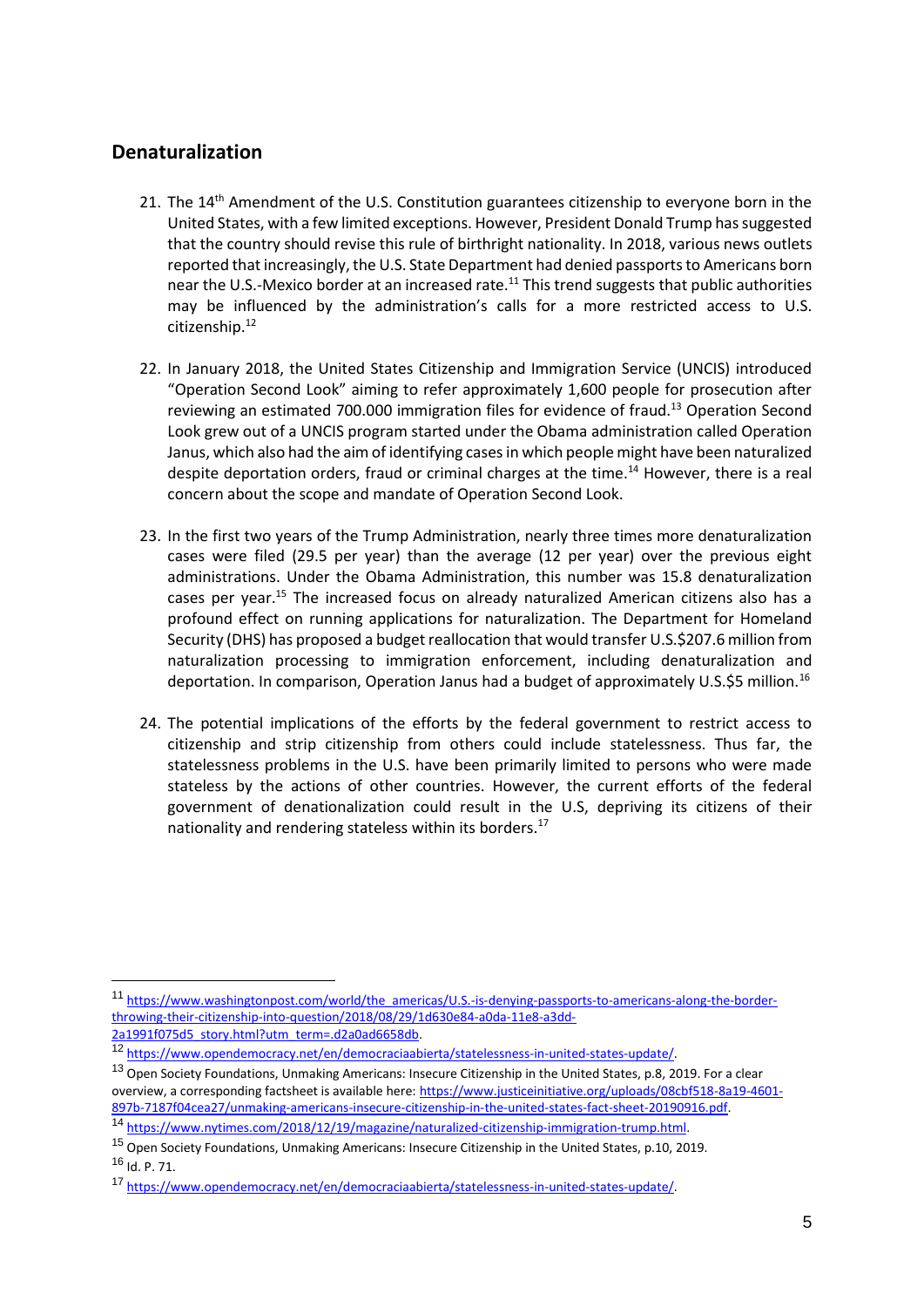## Denaturalization

21. The 14th Amendment of the U.S. Constitution guarantees citizenship to everyone born in the United States, with a few limited exceptions. However, President Donald Trump has suggested that the country should revise this rule of birthright nationality. In 2018, various news outlets reported that increasingly, the U.S. State Department had denied passports to Americans born near the U.S.-Mexico border at an increased rate.[11] This trend suggests that public authorities may be influenced by the administration's calls for a more restricted access to U.S. citizenship.[12]

22. In January 2018, the United States Citizenship and Immigration Service (UNCIS) introduced "Operation Second Look" aiming to refer approximately 1,600 people for prosecution after reviewing an estimated 700.000 immigration files for evidence of fraud.[13] Operation Second Look grew out of a UNCIS program started under the Obama administration called Operation Janus, which also had the aim of identifying cases in which people might have been naturalized despite deportation orders, fraud or criminal charges at the time.[14] However, there is a real concern about the scope and mandate of Operation Second Look.

23. In the first two years of the Trump Administration, nearly three times more denaturalization cases were filed (29.5 per year) than the average (12 per year) over the previous eight administrations. Under the Obama Administration, this number was 15.8 denaturalization cases per year.[15] The increased focus on already naturalized American citizens also has a profound effect on running applications for naturalization. The Department for Homeland Security (DHS) has proposed a budget reallocation that would transfer U.S.$207.6 million from naturalization processing to immigration enforcement, including denaturalization and deportation. In comparison, Operation Janus had a budget of approximately U.S.$5 million.[16]

24. The potential implications of the efforts by the federal government to restrict access to citizenship and strip citizenship from others could include statelessness. Thus far, the statelessness problems in the U.S. have been primarily limited to persons who were made stateless by the actions of other countries. However, the current efforts of the federal government of denationalization could result in the U.S, depriving its citizens of their nationality and rendering stateless within its borders.[17]

---

[11] https://www.washingtonpost.com/world/the_americas/U.S.-is-denying-passports-to-americans-along-the-border-throwing-their-citizenship-into-question/2018/08/29/1d630e84-a0da-11e8-a3dd-2a1991f075d5_story.html?utm_term=.d2a0ad6658db.

[12] https://www.opendemocracy.net/en/democraciaabierta/statelessness-in-united-states-update/.

[13] Open Society Foundations, Unmaking Americans: Insecure Citizenship in the United States, p.8, 2019. For a clear overview, a corresponding factsheet is available here: https://www.justiceinitiative.org/uploads/08cbf518-8a19-4601-897b-7187f04cea27/unmaking-americans-insecure-citizenship-in-the-united-states-fact-sheet-20190916.pdf.

[14] https://www.nytimes.com/2018/12/19/magazine/naturalized-citizenship-immigration-trump.html.

[15] Open Society Foundations, Unmaking Americans: Insecure Citizenship in the United States, p.10, 2019.

[16] Id. P. 71.

[17] https://www.opendemocracy.net/en/democraciaabierta/statelessness-in-united-states-update/.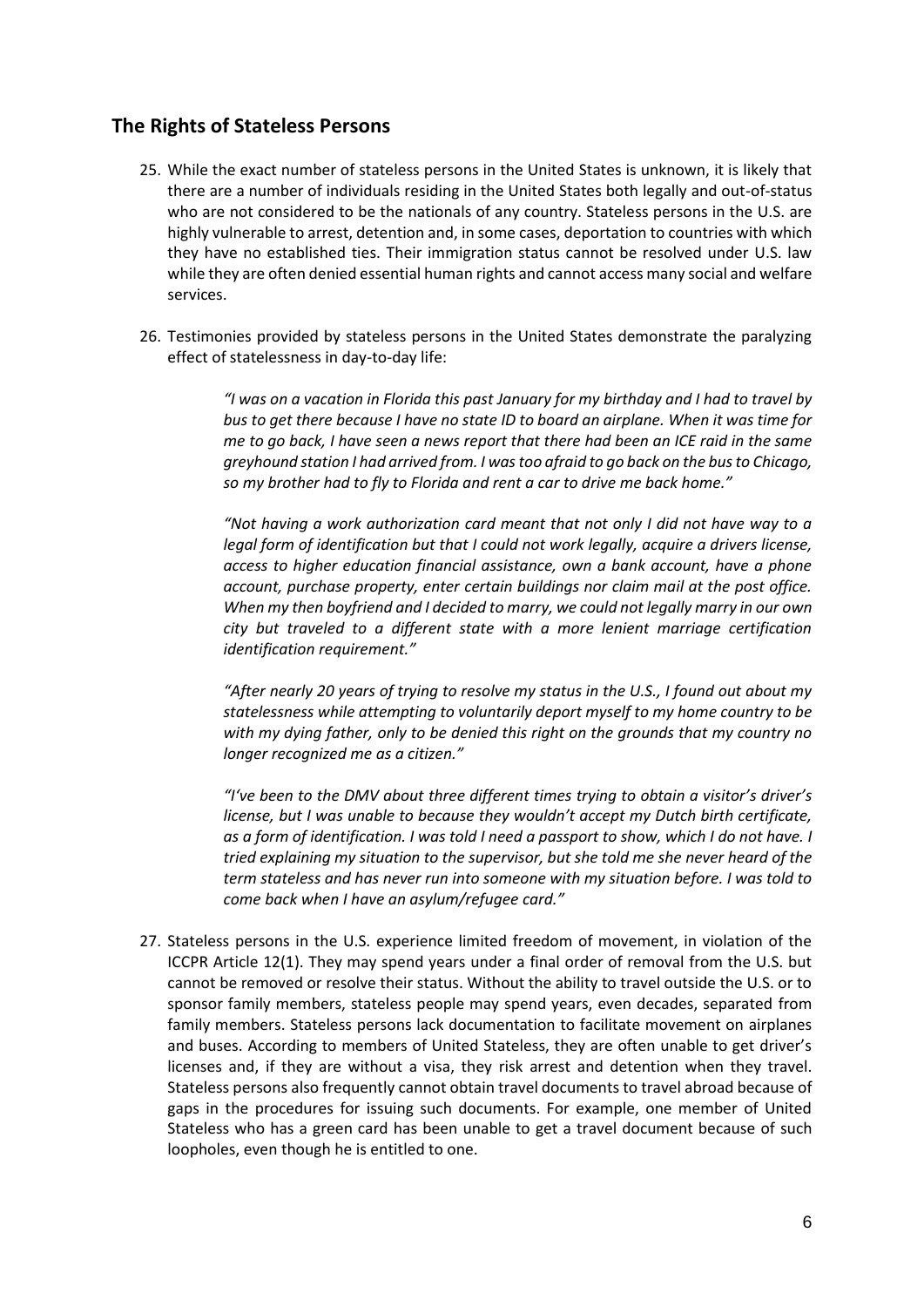## The Rights of Stateless Persons

25. While the exact number of stateless persons in the United States is unknown, it is likely that there are a number of individuals residing in the United States both legally and out-of-status who are not considered to be the nationals of any country. Stateless persons in the U.S. are highly vulnerable to arrest, detention and, in some cases, deportation to countries with which they have no established ties. Their immigration status cannot be resolved under U.S. law while they are often denied essential human rights and cannot access many social and welfare services.

26. Testimonies provided by stateless persons in the United States demonstrate the paralyzing effect of statelessness in day-to-day life:

    > *"I was on a vacation in Florida this past January for my birthday and I had to travel by bus to get there because I have no state ID to board an airplane. When it was time for me to go back, I have seen a news report that there had been an ICE raid in the same greyhound station I had arrived from. I was too afraid to go back on the bus to Chicago, so my brother had to fly to Florida and rent a car to drive me back home."*
    >
    > *"Not having a work authorization card meant that not only I did not have way to a legal form of identification but that I could not work legally, acquire a drivers license, access to higher education financial assistance, own a bank account, have a phone account, purchase property, enter certain buildings nor claim mail at the post office. When my then boyfriend and I decided to marry, we could not legally marry in our own city but traveled to a different state with a more lenient marriage certification identification requirement."*
    >
    > *"After nearly 20 years of trying to resolve my status in the U.S., I found out about my statelessness while attempting to voluntarily deport myself to my home country to be with my dying father, only to be denied this right on the grounds that my country no longer recognized me as a citizen."*
    >
    > *"I've been to the DMV about three different times trying to obtain a visitor's driver's license, but I was unable to because they wouldn't accept my Dutch birth certificate, as a form of identification. I was told I need a passport to show, which I do not have. I tried explaining my situation to the supervisor, but she told me she never heard of the term stateless and has never run into someone with my situation before. I was told to come back when I have an asylum/refugee card."*

27. Stateless persons in the U.S. experience limited freedom of movement, in violation of the ICCPR Article 12(1). They may spend years under a final order of removal from the U.S. but cannot be removed or resolve their status. Without the ability to travel outside the U.S. or to sponsor family members, stateless people may spend years, even decades, separated from family members. Stateless persons lack documentation to facilitate movement on airplanes and buses. According to members of United Stateless, they are often unable to get driver's licenses and, if they are without a visa, they risk arrest and detention when they travel. Stateless persons also frequently cannot obtain travel documents to travel abroad because of gaps in the procedures for issuing such documents. For example, one member of United Stateless who has a green card has been unable to get a travel document because of such loopholes, even though he is entitled to one.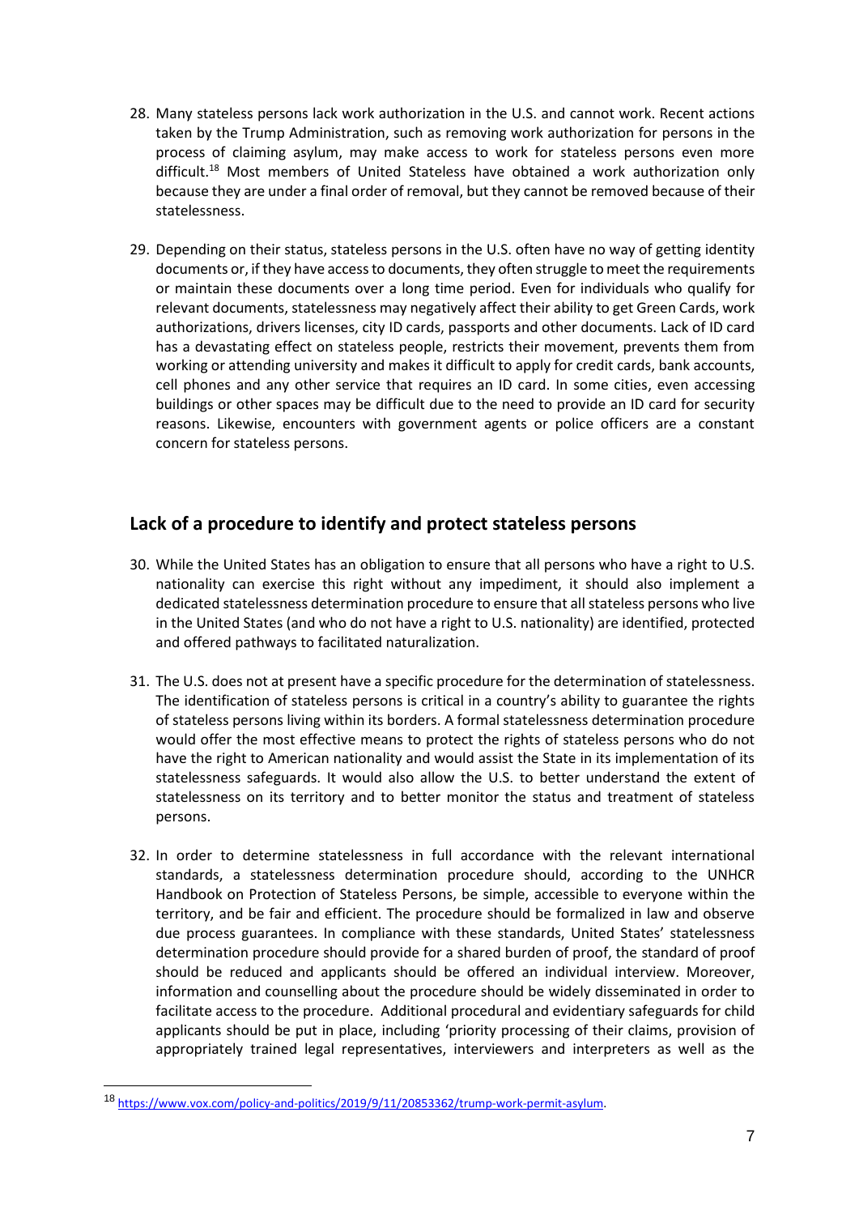28. Many stateless persons lack work authorization in the U.S. and cannot work. Recent actions taken by the Trump Administration, such as removing work authorization for persons in the process of claiming asylum, may make access to work for stateless persons even more difficult.[18] Most members of United Stateless have obtained a work authorization only because they are under a final order of removal, but they cannot be removed because of their statelessness.

29. Depending on their status, stateless persons in the U.S. often have no way of getting identity documents or, if they have access to documents, they often struggle to meet the requirements or maintain these documents over a long time period. Even for individuals who qualify for relevant documents, statelessness may negatively affect their ability to get Green Cards, work authorizations, drivers licenses, city ID cards, passports and other documents. Lack of ID card has a devastating effect on stateless people, restricts their movement, prevents them from working or attending university and makes it difficult to apply for credit cards, bank accounts, cell phones and any other service that requires an ID card. In some cities, even accessing buildings or other spaces may be difficult due to the need to provide an ID card for security reasons. Likewise, encounters with government agents or police officers are a constant concern for stateless persons.

## Lack of a procedure to identify and protect stateless persons

30. While the United States has an obligation to ensure that all persons who have a right to U.S. nationality can exercise this right without any impediment, it should also implement a dedicated statelessness determination procedure to ensure that all stateless persons who live in the United States (and who do not have a right to U.S. nationality) are identified, protected and offered pathways to facilitated naturalization.

31. The U.S. does not at present have a specific procedure for the determination of statelessness. The identification of stateless persons is critical in a country's ability to guarantee the rights of stateless persons living within its borders. A formal statelessness determination procedure would offer the most effective means to protect the rights of stateless persons who do not have the right to American nationality and would assist the State in its implementation of its statelessness safeguards. It would also allow the U.S. to better understand the extent of statelessness on its territory and to better monitor the status and treatment of stateless persons.

32. In order to determine statelessness in full accordance with the relevant international standards, a statelessness determination procedure should, according to the UNHCR Handbook on Protection of Stateless Persons, be simple, accessible to everyone within the territory, and be fair and efficient. The procedure should be formalized in law and observe due process guarantees. In compliance with these standards, United States' statelessness determination procedure should provide for a shared burden of proof, the standard of proof should be reduced and applicants should be offered an individual interview. Moreover, information and counselling about the procedure should be widely disseminated in order to facilitate access to the procedure. Additional procedural and evidentiary safeguards for child applicants should be put in place, including 'priority processing of their claims, provision of appropriately trained legal representatives, interviewers and interpreters as well as the

[18] https://www.vox.com/policy-and-politics/2019/9/11/20853362/trump-work-permit-asylum.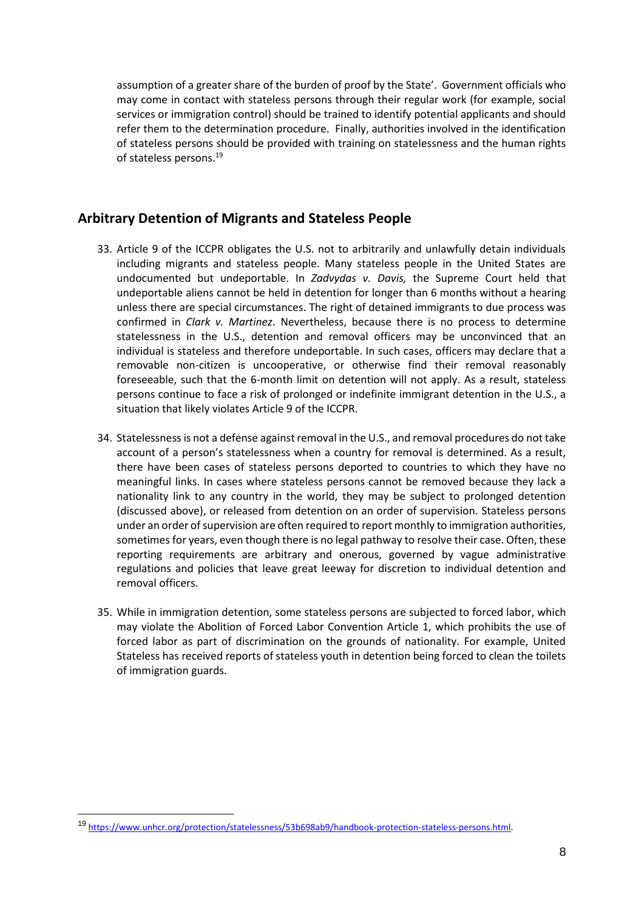assumption of a greater share of the burden of proof by the State'. Government officials who may come in contact with stateless persons through their regular work (for example, social services or immigration control) should be trained to identify potential applicants and should refer them to the determination procedure. Finally, authorities involved in the identification of stateless persons should be provided with training on statelessness and the human rights of stateless persons.[19]

## Arbitrary Detention of Migrants and Stateless People

33. Article 9 of the ICCPR obligates the U.S. not to arbitrarily and unlawfully detain individuals including migrants and stateless people. Many stateless people in the United States are undocumented but undeportable. In *Zadvydas v. Davis,* the Supreme Court held that undeportable aliens cannot be held in detention for longer than 6 months without a hearing unless there are special circumstances. The right of detained immigrants to due process was confirmed in *Clark v. Martinez*. Nevertheless, because there is no process to determine statelessness in the U.S., detention and removal officers may be unconvinced that an individual is stateless and therefore undeportable. In such cases, officers may declare that a removable non-citizen is uncooperative, or otherwise find their removal reasonably foreseeable, such that the 6-month limit on detention will not apply. As a result, stateless persons continue to face a risk of prolonged or indefinite immigrant detention in the U.S., a situation that likely violates Article 9 of the ICCPR.

34. Statelessness is not a defense against removal in the U.S., and removal procedures do not take account of a person's statelessness when a country for removal is determined. As a result, there have been cases of stateless persons deported to countries to which they have no meaningful links. In cases where stateless persons cannot be removed because they lack a nationality link to any country in the world, they may be subject to prolonged detention (discussed above), or released from detention on an order of supervision. Stateless persons under an order of supervision are often required to report monthly to immigration authorities, sometimes for years, even though there is no legal pathway to resolve their case. Often, these reporting requirements are arbitrary and onerous, governed by vague administrative regulations and policies that leave great leeway for discretion to individual detention and removal officers.

35. While in immigration detention, some stateless persons are subjected to forced labor, which may violate the Abolition of Forced Labor Convention Article 1, which prohibits the use of forced labor as part of discrimination on the grounds of nationality. For example, United Stateless has received reports of stateless youth in detention being forced to clean the toilets of immigration guards.

[19] https://www.unhcr.org/protection/statelessness/53b698ab9/handbook-protection-stateless-persons.html.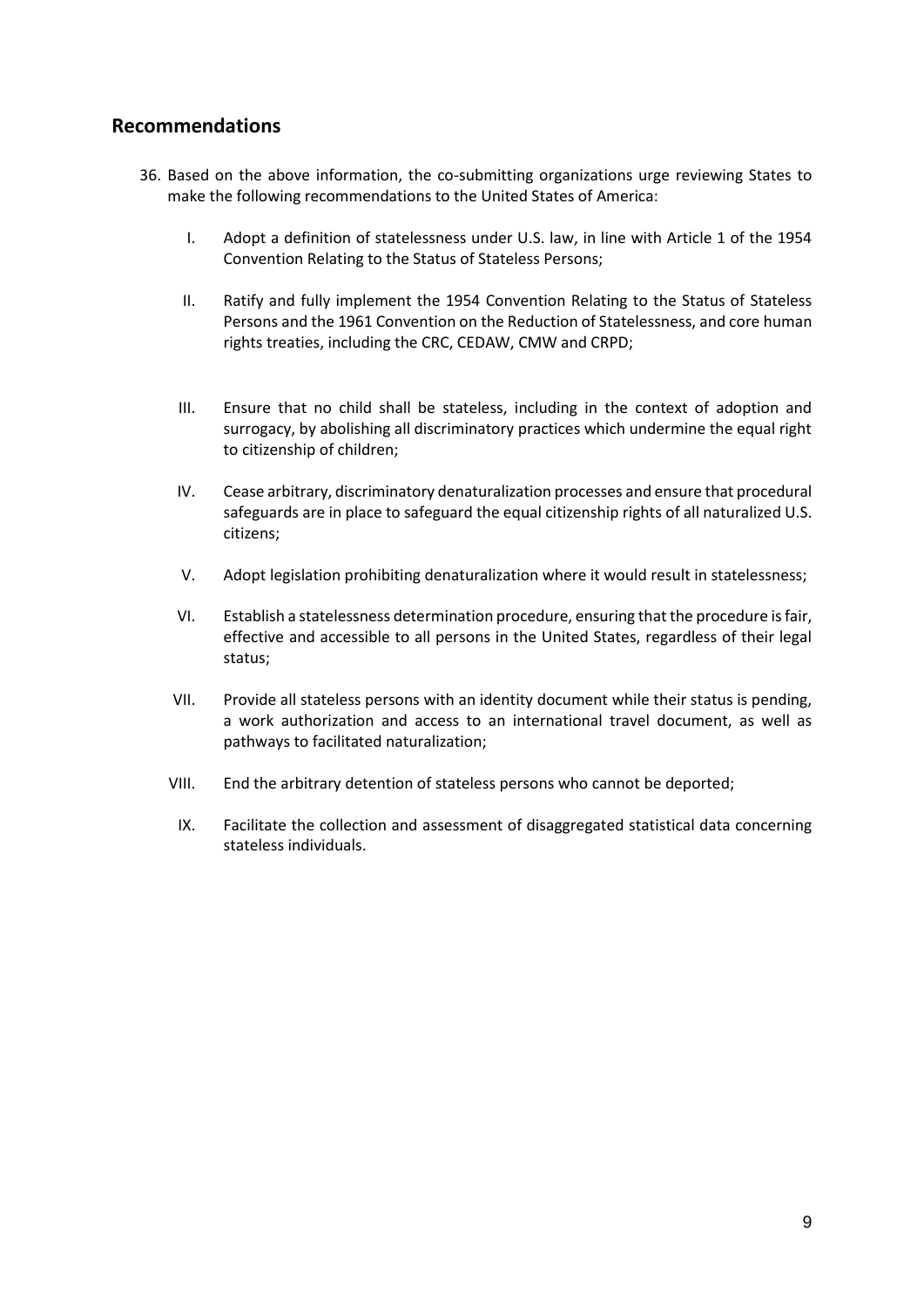## Recommendations

36. Based on the above information, the co-submitting organizations urge reviewing States to make the following recommendations to the United States of America:

    I. Adopt a definition of statelessness under U.S. law, in line with Article 1 of the 1954 Convention Relating to the Status of Stateless Persons;

    II. Ratify and fully implement the 1954 Convention Relating to the Status of Stateless Persons and the 1961 Convention on the Reduction of Statelessness, and core human rights treaties, including the CRC, CEDAW, CMW and CRPD;

    III. Ensure that no child shall be stateless, including in the context of adoption and surrogacy, by abolishing all discriminatory practices which undermine the equal right to citizenship of children;

    IV. Cease arbitrary, discriminatory denaturalization processes and ensure that procedural safeguards are in place to safeguard the equal citizenship rights of all naturalized U.S. citizens;

    V. Adopt legislation prohibiting denaturalization where it would result in statelessness;

    VI. Establish a statelessness determination procedure, ensuring that the procedure is fair, effective and accessible to all persons in the United States, regardless of their legal status;

    VII. Provide all stateless persons with an identity document while their status is pending, a work authorization and access to an international travel document, as well as pathways to facilitated naturalization;

    VIII. End the arbitrary detention of stateless persons who cannot be deported;

    IX. Facilitate the collection and assessment of disaggregated statistical data concerning stateless individuals.